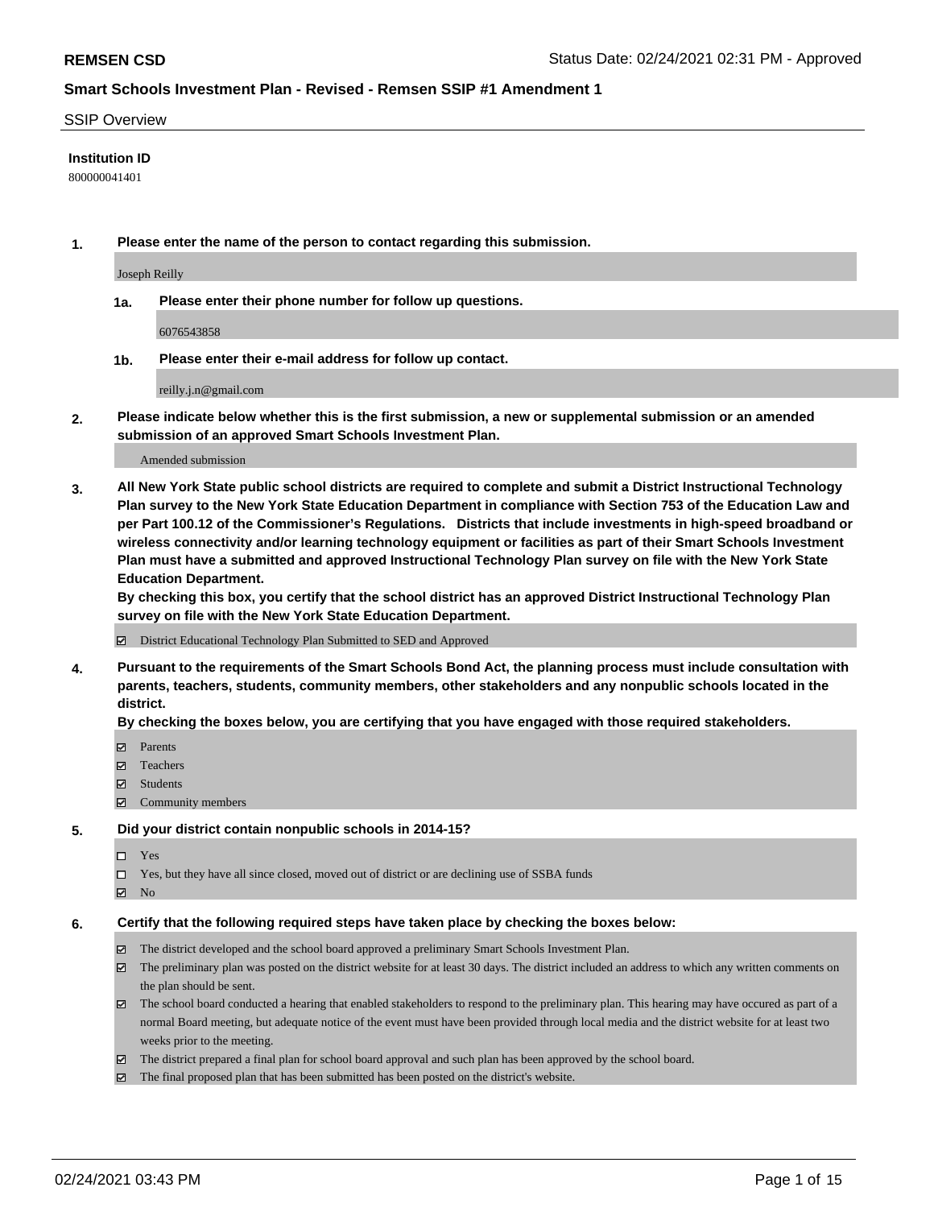SSIP Overview

**Institution ID**

800000041401

**1. Please enter the name of the person to contact regarding this submission.**

Joseph Reilly

**1a. Please enter their phone number for follow up questions.**

6076543858

**1b. Please enter their e-mail address for follow up contact.**

reilly.j.n@gmail.com

**2. Please indicate below whether this is the first submission, a new or supplemental submission or an amended submission of an approved Smart Schools Investment Plan.**

Amended submission

**3. All New York State public school districts are required to complete and submit a District Instructional Technology Plan survey to the New York State Education Department in compliance with Section 753 of the Education Law and per Part 100.12 of the Commissioner's Regulations. Districts that include investments in high-speed broadband or wireless connectivity and/or learning technology equipment or facilities as part of their Smart Schools Investment Plan must have a submitted and approved Instructional Technology Plan survey on file with the New York State Education Department.**

**By checking this box, you certify that the school district has an approved District Instructional Technology Plan survey on file with the New York State Education Department.**

☑ District Educational Technology Plan Submitted to SED and Approved

**4. Pursuant to the requirements of the Smart Schools Bond Act, the planning process must include consultation with parents, teachers, students, community members, other stakeholders and any nonpublic schools located in the district.**

**By checking the boxes below, you are certifying that you have engaged with those required stakeholders.**

☑ Parents

☑ Teachers

☑ Students

☑ Community members

**5. Did your district contain nonpublic schools in 2014-15?**

☐ Yes

☐ Yes, but they have all since closed, moved out of district or are declining use of SSBA funds

☑ No

**6. Certify that the following required steps have taken place by checking the boxes below:**

☑ The district developed and the school board approved a preliminary Smart Schools Investment Plan.

☑ The preliminary plan was posted on the district website for at least 30 days. The district included an address to which any written comments on the plan should be sent.

☑ The school board conducted a hearing that enabled stakeholders to respond to the preliminary plan. This hearing may have occured as part of a normal Board meeting, but adequate notice of the event must have been provided through local media and the district website for at least two weeks prior to the meeting.

☑ The district prepared a final plan for school board approval and such plan has been approved by the school board.

☑ The final proposed plan that has been submitted has been posted on the district's website.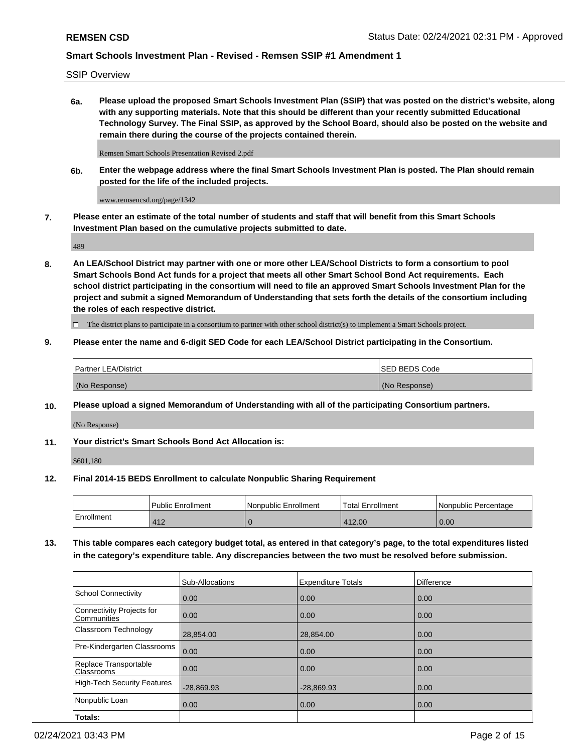SSIP Overview

**6a. Please upload the proposed Smart Schools Investment Plan (SSIP) that was posted on the district's website, along with any supporting materials. Note that this should be different than your recently submitted Educational Technology Survey. The Final SSIP, as approved by the School Board, should also be posted on the website and remain there during the course of the projects contained therein.**

Remsen Smart Schools Presentation Revised 2.pdf

**6b. Enter the webpage address where the final Smart Schools Investment Plan is posted. The Plan should remain posted for the life of the included projects.**

www.remsencsd.org/page/1342

**7. Please enter an estimate of the total number of students and staff that will benefit from this Smart Schools Investment Plan based on the cumulative projects submitted to date.**

489

**8. An LEA/School District may partner with one or more other LEA/School Districts to form a consortium to pool Smart Schools Bond Act funds for a project that meets all other Smart School Bond Act requirements. Each school district participating in the consortium will need to file an approved Smart Schools Investment Plan for the project and submit a signed Memorandum of Understanding that sets forth the details of the consortium including the roles of each respective district.**

☐ The district plans to participate in a consortium to partner with other school district(s) to implement a Smart Schools project.

**9. Please enter the name and 6-digit SED Code for each LEA/School District participating in the Consortium.**

| Partner LEA/District | SED BEDS Code |
|---|---|
| (No Response) | (No Response) |

**10. Please upload a signed Memorandum of Understanding with all of the participating Consortium partners.**

(No Response)

**11. Your district's Smart Schools Bond Act Allocation is:**

$601,180

**12. Final 2014-15 BEDS Enrollment to calculate Nonpublic Sharing Requirement**

| | Public Enrollment | Nonpublic Enrollment | Total Enrollment | Nonpublic Percentage |
|---|---|---|---|---|
| Enrollment | 412 | 0 | 412.00 | 0.00 |

**13. This table compares each category budget total, as entered in that category's page, to the total expenditures listed in the category's expenditure table. Any discrepancies between the two must be resolved before submission.**

| | Sub-Allocations | Expenditure Totals | Difference |
|---|---|---|---|
| School Connectivity | 0.00 | 0.00 | 0.00 |
| Connectivity Projects for Communities | 0.00 | 0.00 | 0.00 |
| Classroom Technology | 28,854.00 | 28,854.00 | 0.00 |
| Pre-Kindergarten Classrooms | 0.00 | 0.00 | 0.00 |
| Replace Transportable Classrooms | 0.00 | 0.00 | 0.00 |
| High-Tech Security Features | -28,869.93 | -28,869.93 | 0.00 |
| Nonpublic Loan | 0.00 | 0.00 | 0.00 |
| **Totals:** | | | |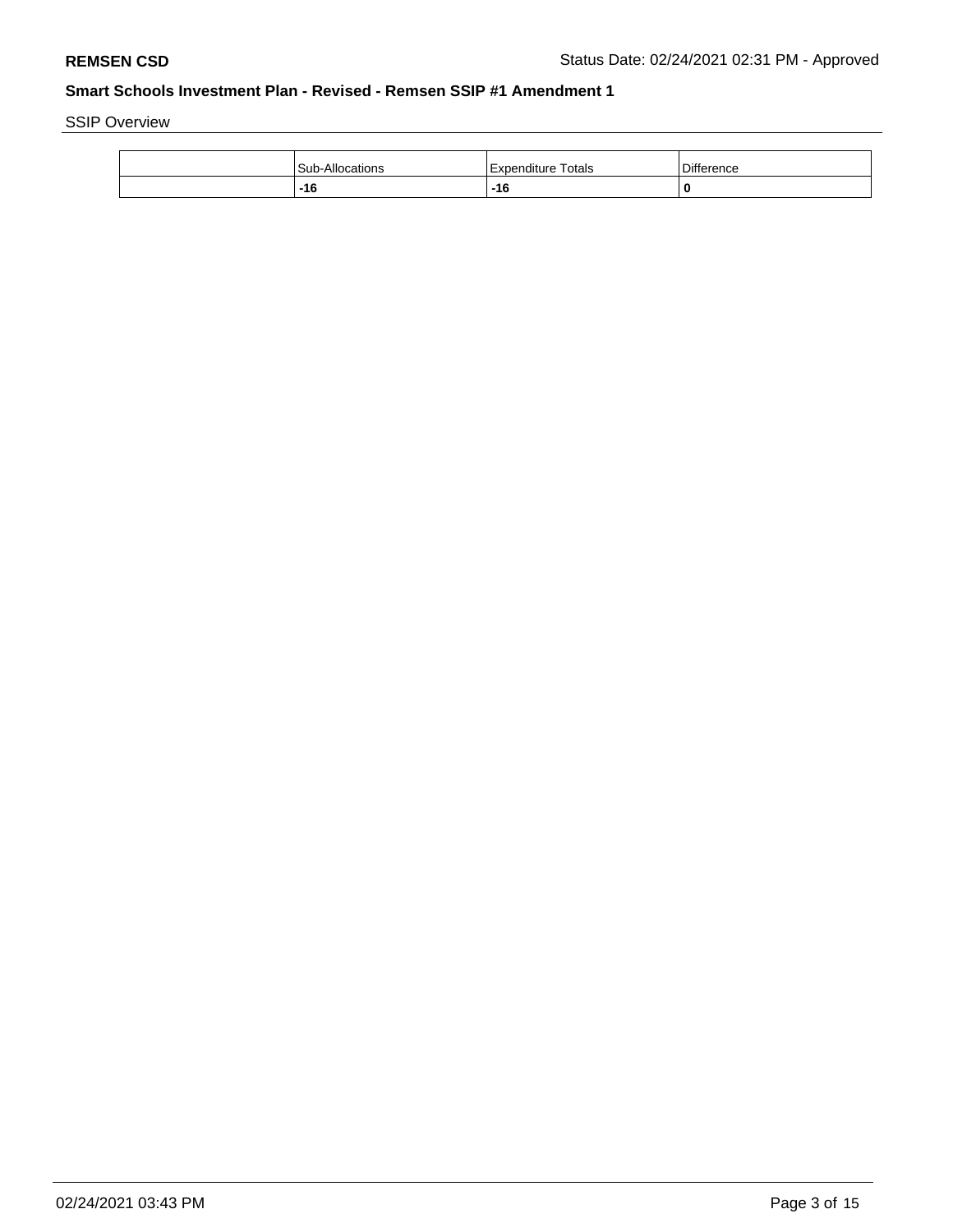**REMSEN CSD** Status Date: 02/24/2021 02:31 PM - Approved

**Smart Schools Investment Plan - Revised - Remsen SSIP #1 Amendment 1**

SSIP Overview

| | Sub-Allocations | Expenditure Totals | Difference |
|---|---|---|---|
| | **-16** | **-16** | **0** |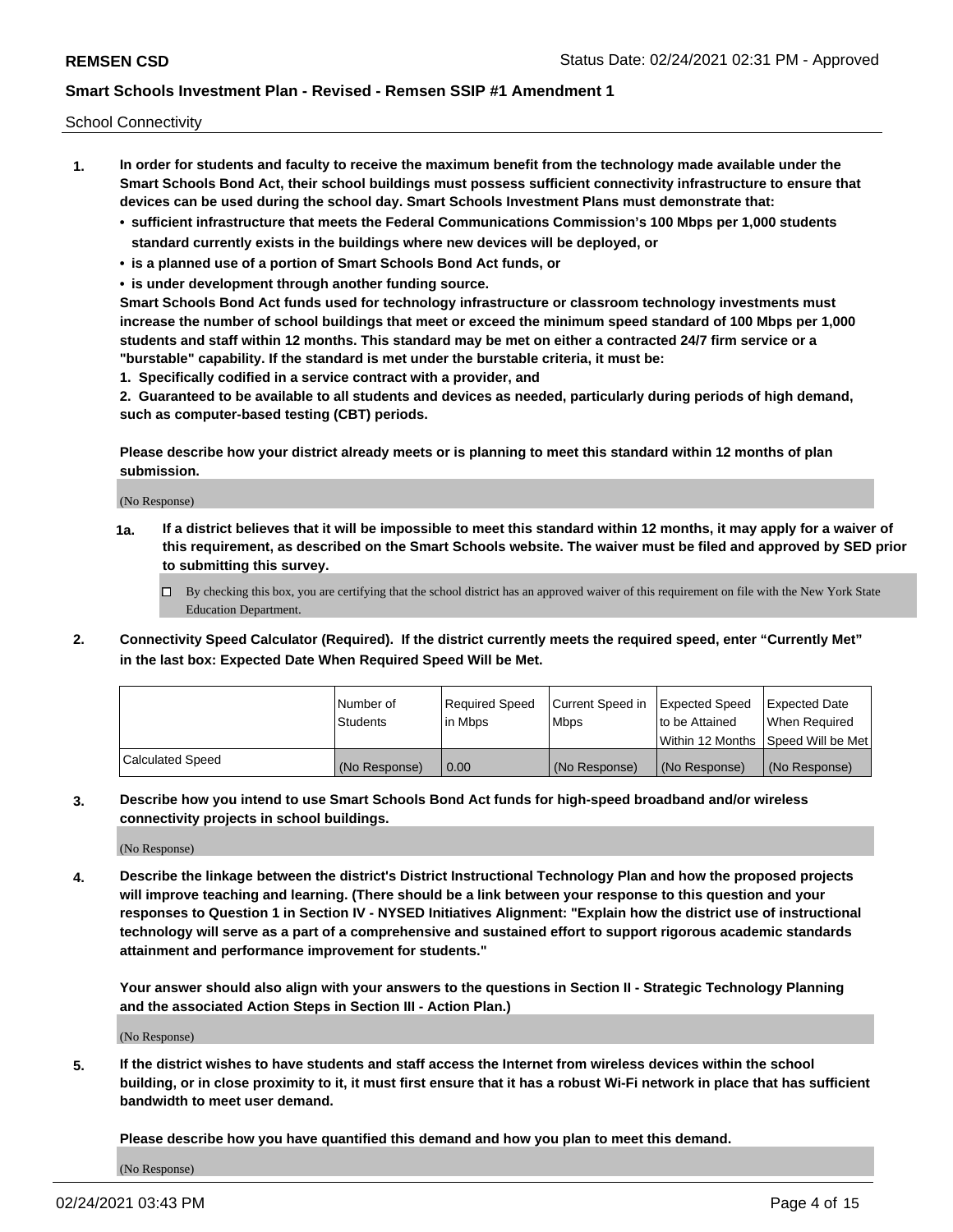School Connectivity

1. **In order for students and faculty to receive the maximum benefit from the technology made available under the Smart Schools Bond Act, their school buildings must possess sufficient connectivity infrastructure to ensure that devices can be used during the school day. Smart Schools Investment Plans must demonstrate that:**
   - **sufficient infrastructure that meets the Federal Communications Commission's 100 Mbps per 1,000 students standard currently exists in the buildings where new devices will be deployed, or**
   - **is a planned use of a portion of Smart Schools Bond Act funds, or**
   - **is under development through another funding source.**

   **Smart Schools Bond Act funds used for technology infrastructure or classroom technology investments must increase the number of school buildings that meet or exceed the minimum speed standard of 100 Mbps per 1,000 students and staff within 12 months. This standard may be met on either a contracted 24/7 firm service or a "burstable" capability. If the standard is met under the burstable criteria, it must be:**

   **1. Specifically codified in a service contract with a provider, and**

   **2. Guaranteed to be available to all students and devices as needed, particularly during periods of high demand, such as computer-based testing (CBT) periods.**

   **Please describe how your district already meets or is planning to meet this standard within 12 months of plan submission.**

   (No Response)

   **1a. If a district believes that it will be impossible to meet this standard within 12 months, it may apply for a waiver of this requirement, as described on the Smart Schools website. The waiver must be filed and approved by SED prior to submitting this survey.**

   ☐ By checking this box, you are certifying that the school district has an approved waiver of this requirement on file with the New York State Education Department.

2. **Connectivity Speed Calculator (Required). If the district currently meets the required speed, enter "Currently Met" in the last box: Expected Date When Required Speed Will be Met.**

| | Number of Students | Required Speed in Mbps | Current Speed in Mbps | Expected Speed to be Attained Within 12 Months | Expected Date When Required Speed Will be Met |
|---|---|---|---|---|---|
| Calculated Speed | (No Response) | 0.00 | (No Response) | (No Response) | (No Response) |

3. **Describe how you intend to use Smart Schools Bond Act funds for high-speed broadband and/or wireless connectivity projects in school buildings.**

   (No Response)

4. **Describe the linkage between the district's District Instructional Technology Plan and how the proposed projects will improve teaching and learning. (There should be a link between your response to this question and your responses to Question 1 in Section IV - NYSED Initiatives Alignment: "Explain how the district use of instructional technology will serve as a part of a comprehensive and sustained effort to support rigorous academic standards attainment and performance improvement for students."**

   **Your answer should also align with your answers to the questions in Section II - Strategic Technology Planning and the associated Action Steps in Section III - Action Plan.)**

   (No Response)

5. **If the district wishes to have students and staff access the Internet from wireless devices within the school building, or in close proximity to it, it must first ensure that it has a robust Wi-Fi network in place that has sufficient bandwidth to meet user demand.**

   **Please describe how you have quantified this demand and how you plan to meet this demand.**

   (No Response)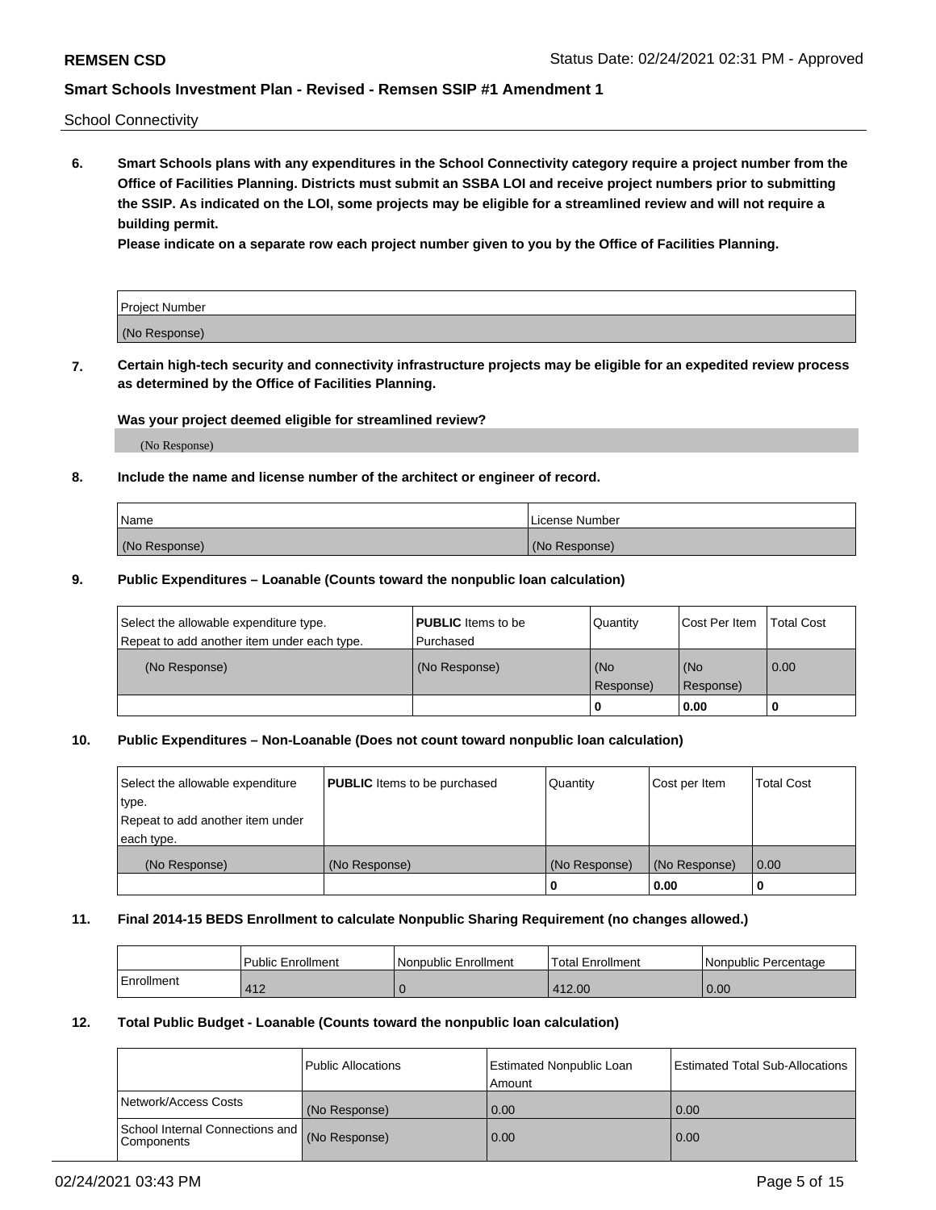School Connectivity

**6. Smart Schools plans with any expenditures in the School Connectivity category require a project number from the Office of Facilities Planning. Districts must submit an SSBA LOI and receive project numbers prior to submitting the SSIP. As indicated on the LOI, some projects may be eligible for a streamlined review and will not require a building permit.**

**Please indicate on a separate row each project number given to you by the Office of Facilities Planning.**

| Project Number |
|---|
| (No Response) |

**7. Certain high-tech security and connectivity infrastructure projects may be eligible for an expedited review process as determined by the Office of Facilities Planning.**

**Was your project deemed eligible for streamlined review?**

(No Response)

**8. Include the name and license number of the architect or engineer of record.**

| Name | License Number |
|---|---|
| (No Response) | (No Response) |

**9. Public Expenditures – Loanable (Counts toward the nonpublic loan calculation)**

| Select the allowable expenditure type. Repeat to add another item under each type. | **PUBLIC** Items to be Purchased | Quantity | Cost Per Item | Total Cost |
|---|---|---|---|---|
| (No Response) | (No Response) | (No Response) | (No Response) | 0.00 |
| | | 0 | 0.00 | 0 |

**10. Public Expenditures – Non-Loanable (Does not count toward nonpublic loan calculation)**

| Select the allowable expenditure type. Repeat to add another item under each type. | **PUBLIC** Items to be purchased | Quantity | Cost per Item | Total Cost |
|---|---|---|---|---|
| (No Response) | (No Response) | (No Response) | (No Response) | 0.00 |
| | | 0 | 0.00 | 0 |

**11. Final 2014-15 BEDS Enrollment to calculate Nonpublic Sharing Requirement (no changes allowed.)**

| | Public Enrollment | Nonpublic Enrollment | Total Enrollment | Nonpublic Percentage |
|---|---|---|---|---|
| Enrollment | 412 | 0 | 412.00 | 0.00 |

**12. Total Public Budget - Loanable (Counts toward the nonpublic loan calculation)**

| | Public Allocations | Estimated Nonpublic Loan Amount | Estimated Total Sub-Allocations |
|---|---|---|---|
| Network/Access Costs | (No Response) | 0.00 | 0.00 |
| School Internal Connections and Components | (No Response) | 0.00 | 0.00 |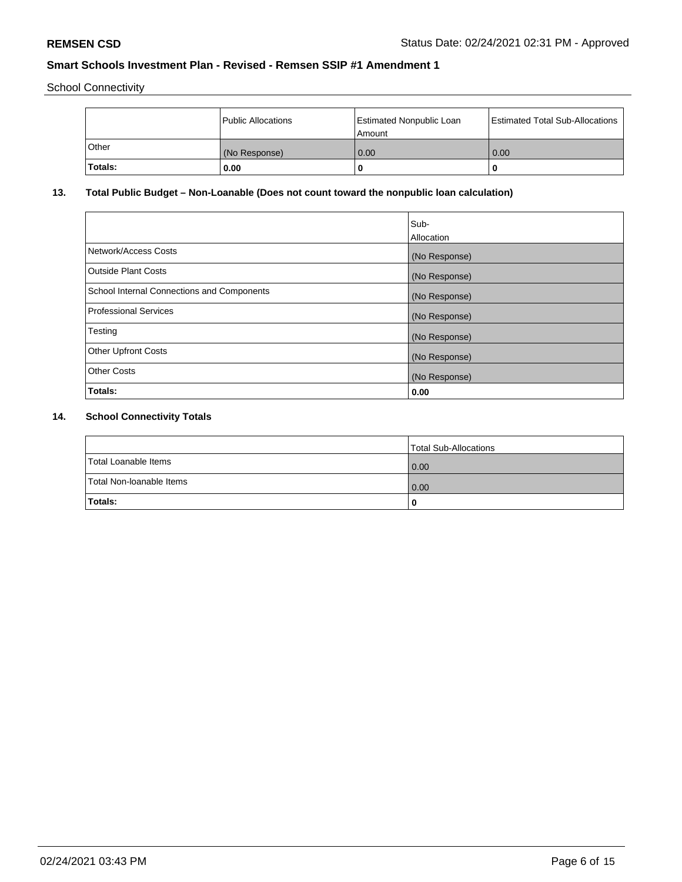School Connectivity

| | Public Allocations | Estimated Nonpublic Loan Amount | Estimated Total Sub-Allocations |
|---|---|---|---|
| Other | (No Response) | 0.00 | 0.00 |
| **Totals:** | **0.00** | **0** | **0** |

**13. Total Public Budget – Non-Loanable (Does not count toward the nonpublic loan calculation)**

| | Sub-Allocation |
|---|---|
| Network/Access Costs | (No Response) |
| Outside Plant Costs | (No Response) |
| School Internal Connections and Components | (No Response) |
| Professional Services | (No Response) |
| Testing | (No Response) |
| Other Upfront Costs | (No Response) |
| Other Costs | (No Response) |
| **Totals:** | **0.00** |

**14. School Connectivity Totals**

| | Total Sub-Allocations |
|---|---|
| Total Loanable Items | 0.00 |
| Total Non-loanable Items | 0.00 |
| **Totals:** | **0** |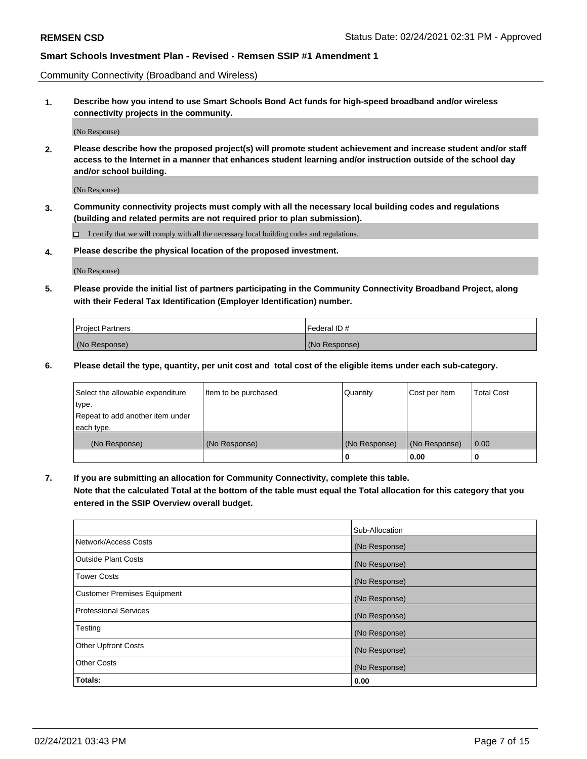Community Connectivity (Broadband and Wireless)

**1. Describe how you intend to use Smart Schools Bond Act funds for high-speed broadband and/or wireless connectivity projects in the community.**

(No Response)

**2. Please describe how the proposed project(s) will promote student achievement and increase student and/or staff access to the Internet in a manner that enhances student learning and/or instruction outside of the school day and/or school building.**

(No Response)

**3. Community connectivity projects must comply with all the necessary local building codes and regulations (building and related permits are not required prior to plan submission).**

☐ I certify that we will comply with all the necessary local building codes and regulations.

**4. Please describe the physical location of the proposed investment.**

(No Response)

**5. Please provide the initial list of partners participating in the Community Connectivity Broadband Project, along with their Federal Tax Identification (Employer Identification) number.**

| Project Partners | Federal ID # |
|---|---|
| (No Response) | (No Response) |

**6. Please detail the type, quantity, per unit cost and total cost of the eligible items under each sub-category.**

| Select the allowable expenditure type. Repeat to add another item under each type. | Item to be purchased | Quantity | Cost per Item | Total Cost |
|---|---|---|---|---|
| (No Response) | (No Response) | (No Response) | (No Response) | 0.00 |
| | | **0** | **0.00** | **0** |

**7. If you are submitting an allocation for Community Connectivity, complete this table. Note that the calculated Total at the bottom of the table must equal the Total allocation for this category that you entered in the SSIP Overview overall budget.**

| | Sub-Allocation |
|---|---|
| Network/Access Costs | (No Response) |
| Outside Plant Costs | (No Response) |
| Tower Costs | (No Response) |
| Customer Premises Equipment | (No Response) |
| Professional Services | (No Response) |
| Testing | (No Response) |
| Other Upfront Costs | (No Response) |
| Other Costs | (No Response) |
| **Totals:** | **0.00** |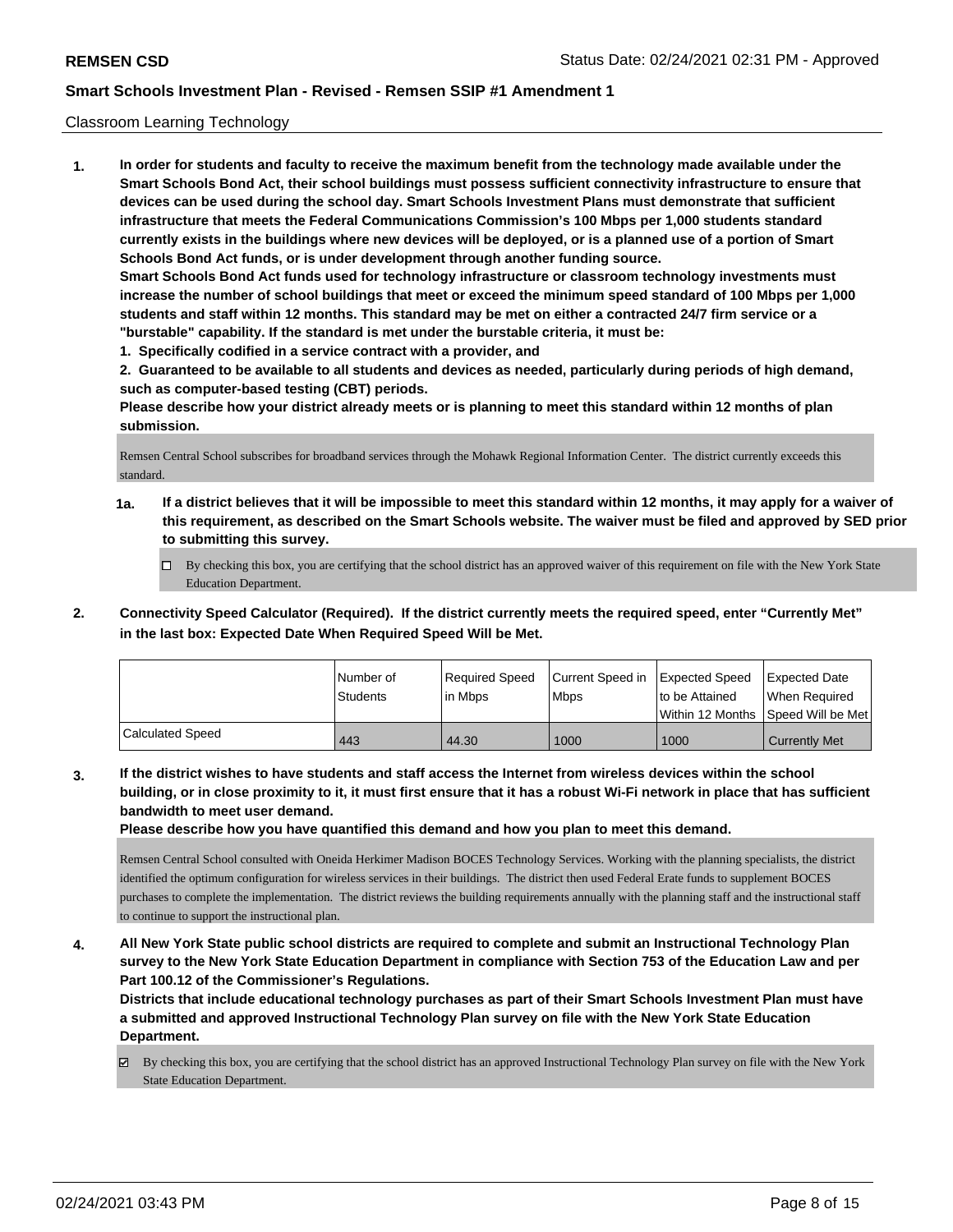Classroom Learning Technology

**1. In order for students and faculty to receive the maximum benefit from the technology made available under the Smart Schools Bond Act, their school buildings must possess sufficient connectivity infrastructure to ensure that devices can be used during the school day. Smart Schools Investment Plans must demonstrate that sufficient infrastructure that meets the Federal Communications Commission's 100 Mbps per 1,000 students standard currently exists in the buildings where new devices will be deployed, or is a planned use of a portion of Smart Schools Bond Act funds, or is under development through another funding source.**

**Smart Schools Bond Act funds used for technology infrastructure or classroom technology investments must increase the number of school buildings that meet or exceed the minimum speed standard of 100 Mbps per 1,000 students and staff within 12 months. This standard may be met on either a contracted 24/7 firm service or a "burstable" capability. If the standard is met under the burstable criteria, it must be:**

**1. Specifically codified in a service contract with a provider, and**

**2. Guaranteed to be available to all students and devices as needed, particularly during periods of high demand, such as computer-based testing (CBT) periods.**

**Please describe how your district already meets or is planning to meet this standard within 12 months of plan submission.**

Remsen Central School subscribes for broadband services through the Mohawk Regional Information Center. The district currently exceeds this standard.

**1a. If a district believes that it will be impossible to meet this standard within 12 months, it may apply for a waiver of this requirement, as described on the Smart Schools website. The waiver must be filed and approved by SED prior to submitting this survey.**

☐ By checking this box, you are certifying that the school district has an approved waiver of this requirement on file with the New York State Education Department.

**2. Connectivity Speed Calculator (Required). If the district currently meets the required speed, enter "Currently Met" in the last box: Expected Date When Required Speed Will be Met.**

| | Number of Students | Required Speed in Mbps | Current Speed in Mbps | Expected Speed to be Attained Within 12 Months | Expected Date When Required Speed Will be Met |
|---|---|---|---|---|---|
| Calculated Speed | 443 | 44.30 | 1000 | 1000 | Currently Met |

**3. If the district wishes to have students and staff access the Internet from wireless devices within the school building, or in close proximity to it, it must first ensure that it has a robust Wi-Fi network in place that has sufficient bandwidth to meet user demand.**

**Please describe how you have quantified this demand and how you plan to meet this demand.**

Remsen Central School consulted with Oneida Herkimer Madison BOCES Technology Services. Working with the planning specialists, the district identified the optimum configuration for wireless services in their buildings. The district then used Federal Erate funds to supplement BOCES purchases to complete the implementation. The district reviews the building requirements annually with the planning staff and the instructional staff to continue to support the instructional plan.

**4. All New York State public school districts are required to complete and submit an Instructional Technology Plan survey to the New York State Education Department in compliance with Section 753 of the Education Law and per Part 100.12 of the Commissioner's Regulations.**

**Districts that include educational technology purchases as part of their Smart Schools Investment Plan must have a submitted and approved Instructional Technology Plan survey on file with the New York State Education Department.**

☑ By checking this box, you are certifying that the school district has an approved Instructional Technology Plan survey on file with the New York State Education Department.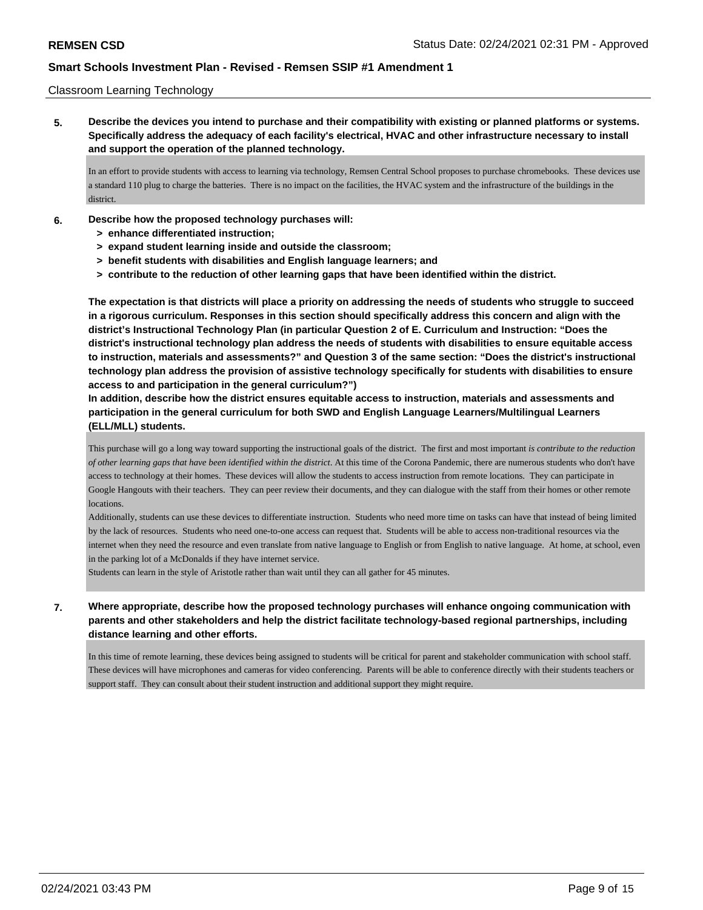Classroom Learning Technology

**5. Describe the devices you intend to purchase and their compatibility with existing or planned platforms or systems. Specifically address the adequacy of each facility's electrical, HVAC and other infrastructure necessary to install and support the operation of the planned technology.**

In an effort to provide students with access to learning via technology, Remsen Central School proposes to purchase chromebooks. These devices use a standard 110 plug to charge the batteries. There is no impact on the facilities, the HVAC system and the infrastructure of the buildings in the district.

**6. Describe how the proposed technology purchases will:**
- **> enhance differentiated instruction;**
- **> expand student learning inside and outside the classroom;**
- **> benefit students with disabilities and English language learners; and**
- **> contribute to the reduction of other learning gaps that have been identified within the district.**

**The expectation is that districts will place a priority on addressing the needs of students who struggle to succeed in a rigorous curriculum. Responses in this section should specifically address this concern and align with the district's Instructional Technology Plan (in particular Question 2 of E. Curriculum and Instruction: "Does the district's instructional technology plan address the needs of students with disabilities to ensure equitable access to instruction, materials and assessments?" and Question 3 of the same section: "Does the district's instructional technology plan address the provision of assistive technology specifically for students with disabilities to ensure access to and participation in the general curriculum?")**

**In addition, describe how the district ensures equitable access to instruction, materials and assessments and participation in the general curriculum for both SWD and English Language Learners/Multilingual Learners (ELL/MLL) students.**

This purchase will go a long way toward supporting the instructional goals of the district. The first and most important *is contribute to the reduction of other learning gaps that have been identified within the district*. At this time of the Corona Pandemic, there are numerous students who don't have access to technology at their homes. These devices will allow the students to access instruction from remote locations. They can participate in Google Hangouts with their teachers. They can peer review their documents, and they can dialogue with the staff from their homes or other remote locations.

Additionally, students can use these devices to differentiate instruction. Students who need more time on tasks can have that instead of being limited by the lack of resources. Students who need one-to-one access can request that. Students will be able to access non-traditional resources via the internet when they need the resource and even translate from native language to English or from English to native language. At home, at school, even in the parking lot of a McDonalds if they have internet service.

Students can learn in the style of Aristotle rather than wait until they can all gather for 45 minutes.

**7. Where appropriate, describe how the proposed technology purchases will enhance ongoing communication with parents and other stakeholders and help the district facilitate technology-based regional partnerships, including distance learning and other efforts.**

In this time of remote learning, these devices being assigned to students will be critical for parent and stakeholder communication with school staff. These devices will have microphones and cameras for video conferencing. Parents will be able to conference directly with their students teachers or support staff. They can consult about their student instruction and additional support they might require.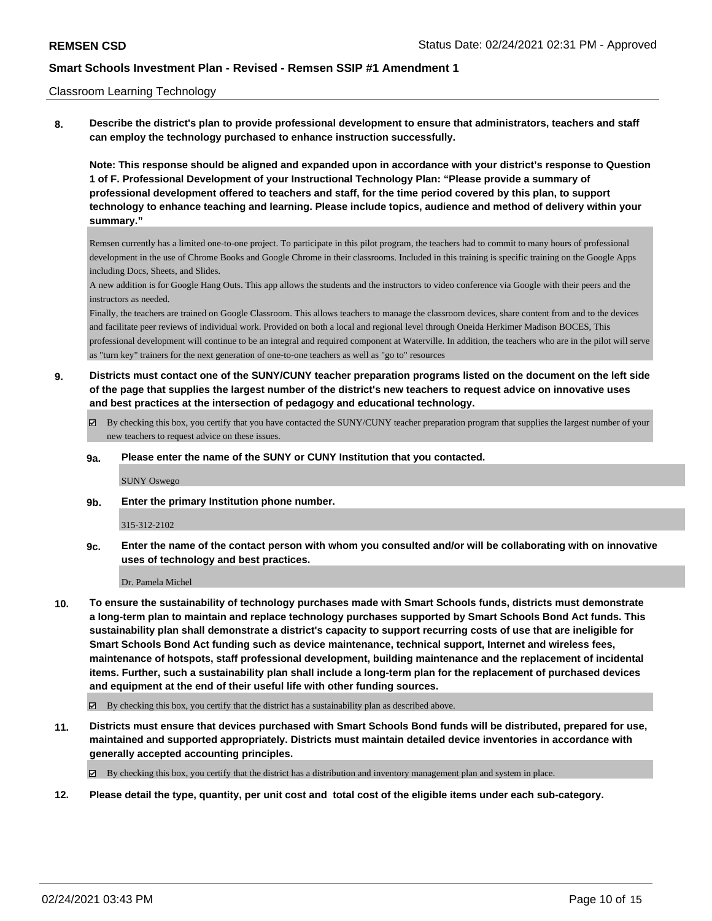Classroom Learning Technology

**8. Describe the district's plan to provide professional development to ensure that administrators, teachers and staff can employ the technology purchased to enhance instruction successfully.**

**Note: This response should be aligned and expanded upon in accordance with your district's response to Question 1 of F. Professional Development of your Instructional Technology Plan: "Please provide a summary of professional development offered to teachers and staff, for the time period covered by this plan, to support technology to enhance teaching and learning. Please include topics, audience and method of delivery within your summary."**

Remsen currently has a limited one-to-one project. To participate in this pilot program, the teachers had to commit to many hours of professional development in the use of Chrome Books and Google Chrome in their classrooms. Included in this training is specific training on the Google Apps including Docs, Sheets, and Slides.

A new addition is for Google Hang Outs. This app allows the students and the instructors to video conference via Google with their peers and the instructors as needed.

Finally, the teachers are trained on Google Classroom. This allows teachers to manage the classroom devices, share content from and to the devices and facilitate peer reviews of individual work. Provided on both a local and regional level through Oneida Herkimer Madison BOCES, This professional development will continue to be an integral and required component at Waterville. In addition, the teachers who are in the pilot will serve as "turn key" trainers for the next generation of one-to-one teachers as well as "go to" resources

**9. Districts must contact one of the SUNY/CUNY teacher preparation programs listed on the document on the left side of the page that supplies the largest number of the district's new teachers to request advice on innovative uses and best practices at the intersection of pedagogy and educational technology.**

☑ By checking this box, you certify that you have contacted the SUNY/CUNY teacher preparation program that supplies the largest number of your new teachers to request advice on these issues.

**9a. Please enter the name of the SUNY or CUNY Institution that you contacted.**

SUNY Oswego

**9b. Enter the primary Institution phone number.**

315-312-2102

**9c. Enter the name of the contact person with whom you consulted and/or will be collaborating with on innovative uses of technology and best practices.**

Dr. Pamela Michel

**10. To ensure the sustainability of technology purchases made with Smart Schools funds, districts must demonstrate a long-term plan to maintain and replace technology purchases supported by Smart Schools Bond Act funds. This sustainability plan shall demonstrate a district's capacity to support recurring costs of use that are ineligible for Smart Schools Bond Act funding such as device maintenance, technical support, Internet and wireless fees, maintenance of hotspots, staff professional development, building maintenance and the replacement of incidental items. Further, such a sustainability plan shall include a long-term plan for the replacement of purchased devices and equipment at the end of their useful life with other funding sources.**

☑ By checking this box, you certify that the district has a sustainability plan as described above.

**11. Districts must ensure that devices purchased with Smart Schools Bond funds will be distributed, prepared for use, maintained and supported appropriately. Districts must maintain detailed device inventories in accordance with generally accepted accounting principles.**

☑ By checking this box, you certify that the district has a distribution and inventory management plan and system in place.

**12. Please detail the type, quantity, per unit cost and total cost of the eligible items under each sub-category.**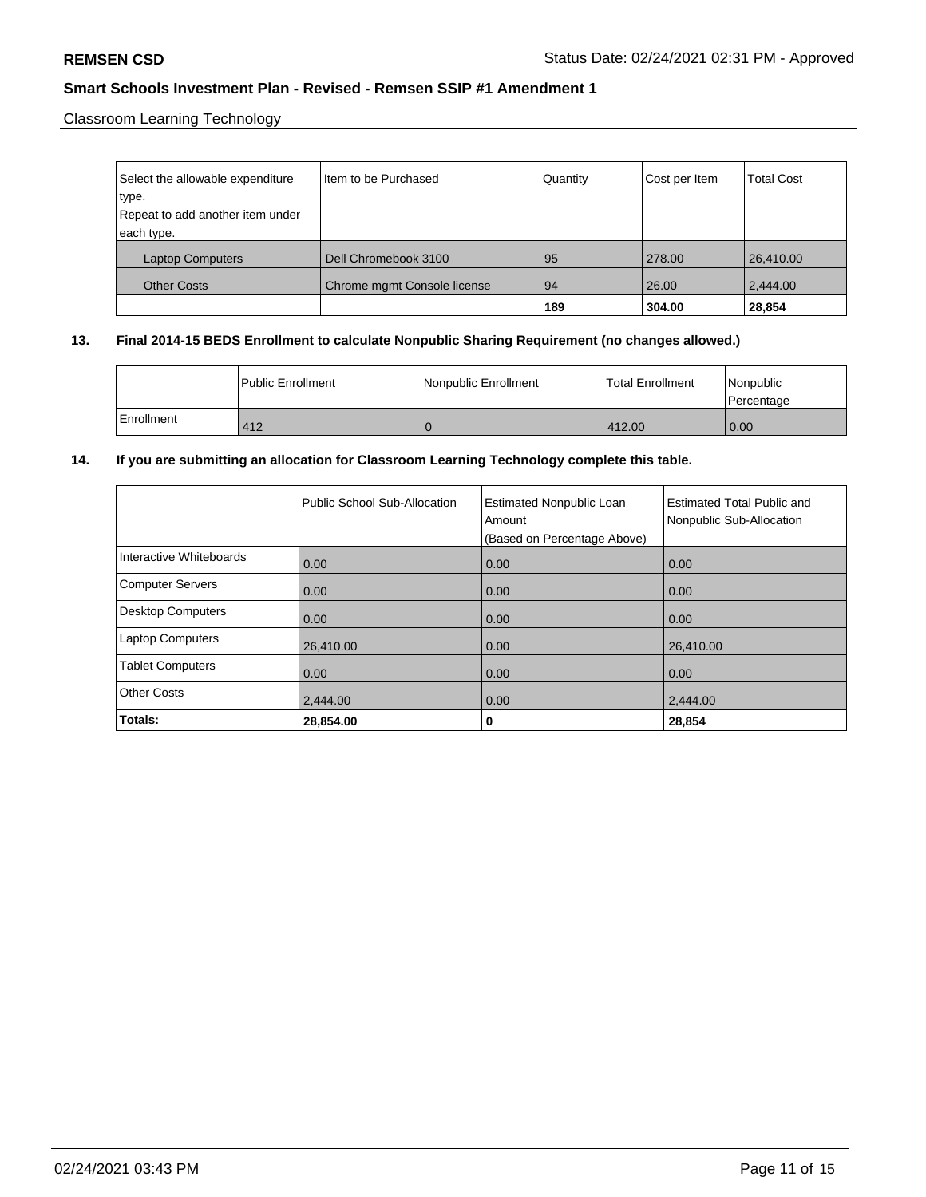Classroom Learning Technology

| Select the allowable expenditure type.<br>Repeat to add another item under each type. | Item to be Purchased | Quantity | Cost per Item | Total Cost |
|---|---|---|---|---|
| Laptop Computers | Dell Chromebook 3100 | 95 | 278.00 | 26,410.00 |
| Other Costs | Chrome mgmt Console license | 94 | 26.00 | 2,444.00 |
| | | **189** | **304.00** | **28,854** |

**13. Final 2014-15 BEDS Enrollment to calculate Nonpublic Sharing Requirement (no changes allowed.)**

| | Public Enrollment | Nonpublic Enrollment | Total Enrollment | Nonpublic Percentage |
|---|---|---|---|---|
| Enrollment | 412 | 0 | 412.00 | 0.00 |

**14. If you are submitting an allocation for Classroom Learning Technology complete this table.**

| | Public School Sub-Allocation | Estimated Nonpublic Loan Amount<br>(Based on Percentage Above) | Estimated Total Public and Nonpublic Sub-Allocation |
|---|---|---|---|
| Interactive Whiteboards | 0.00 | 0.00 | 0.00 |
| Computer Servers | 0.00 | 0.00 | 0.00 |
| Desktop Computers | 0.00 | 0.00 | 0.00 |
| Laptop Computers | 26,410.00 | 0.00 | 26,410.00 |
| Tablet Computers | 0.00 | 0.00 | 0.00 |
| Other Costs | 2,444.00 | 0.00 | 2,444.00 |
| **Totals:** | **28,854.00** | **0** | **28,854** |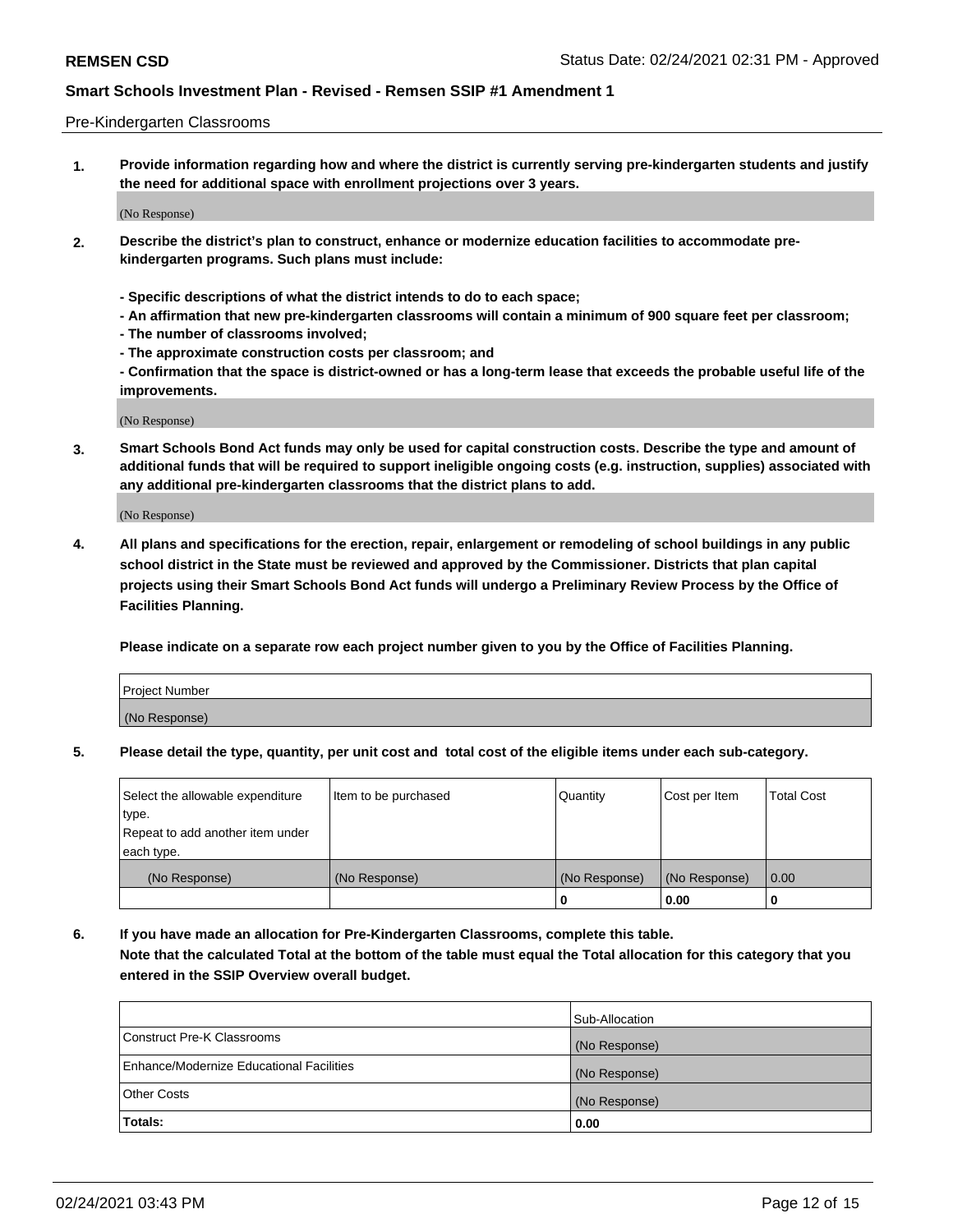Pre-Kindergarten Classrooms

**1. Provide information regarding how and where the district is currently serving pre-kindergarten students and justify the need for additional space with enrollment projections over 3 years.**

(No Response)

**2. Describe the district's plan to construct, enhance or modernize education facilities to accommodate pre-kindergarten programs. Such plans must include:**

**- Specific descriptions of what the district intends to do to each space;**
**- An affirmation that new pre-kindergarten classrooms will contain a minimum of 900 square feet per classroom;**
**- The number of classrooms involved;**
**- The approximate construction costs per classroom; and**
**- Confirmation that the space is district-owned or has a long-term lease that exceeds the probable useful life of the improvements.**

(No Response)

**3. Smart Schools Bond Act funds may only be used for capital construction costs. Describe the type and amount of additional funds that will be required to support ineligible ongoing costs (e.g. instruction, supplies) associated with any additional pre-kindergarten classrooms that the district plans to add.**

(No Response)

**4. All plans and specifications for the erection, repair, enlargement or remodeling of school buildings in any public school district in the State must be reviewed and approved by the Commissioner. Districts that plan capital projects using their Smart Schools Bond Act funds will undergo a Preliminary Review Process by the Office of Facilities Planning.**

**Please indicate on a separate row each project number given to you by the Office of Facilities Planning.**

| Project Number |
| --- |
| (No Response) |

**5. Please detail the type, quantity, per unit cost and total cost of the eligible items under each sub-category.**

| Select the allowable expenditure type. Repeat to add another item under each type. | Item to be purchased | Quantity | Cost per Item | Total Cost |
| --- | --- | --- | --- | --- |
| (No Response) | (No Response) | (No Response) | (No Response) | 0.00 |
| | | 0 | 0.00 | 0 |

**6. If you have made an allocation for Pre-Kindergarten Classrooms, complete this table. Note that the calculated Total at the bottom of the table must equal the Total allocation for this category that you entered in the SSIP Overview overall budget.**

| | Sub-Allocation |
| --- | --- |
| Construct Pre-K Classrooms | (No Response) |
| Enhance/Modernize Educational Facilities | (No Response) |
| Other Costs | (No Response) |
| **Totals:** | **0.00** |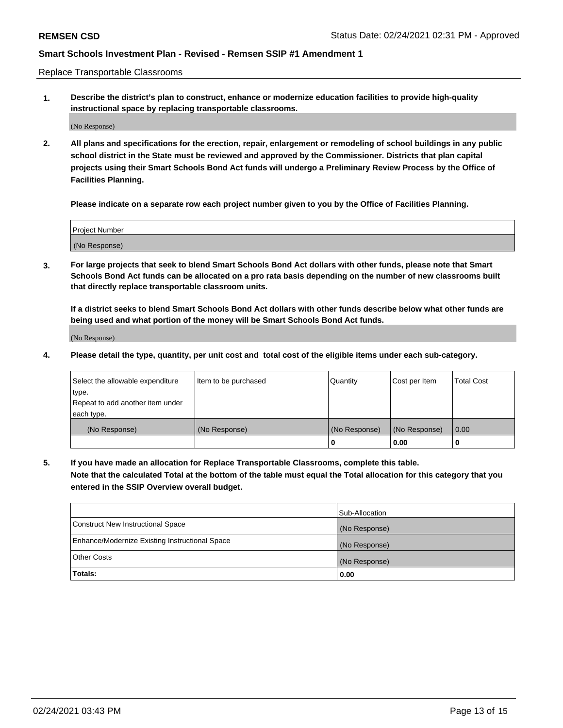Replace Transportable Classrooms

**1. Describe the district's plan to construct, enhance or modernize education facilities to provide high-quality instructional space by replacing transportable classrooms.**

(No Response)

**2. All plans and specifications for the erection, repair, enlargement or remodeling of school buildings in any public school district in the State must be reviewed and approved by the Commissioner. Districts that plan capital projects using their Smart Schools Bond Act funds will undergo a Preliminary Review Process by the Office of Facilities Planning.**

**Please indicate on a separate row each project number given to you by the Office of Facilities Planning.**

| Project Number |
|---|
| (No Response) |

**3. For large projects that seek to blend Smart Schools Bond Act dollars with other funds, please note that Smart Schools Bond Act funds can be allocated on a pro rata basis depending on the number of new classrooms built that directly replace transportable classroom units.**

**If a district seeks to blend Smart Schools Bond Act dollars with other funds describe below what other funds are being used and what portion of the money will be Smart Schools Bond Act funds.**

(No Response)

**4. Please detail the type, quantity, per unit cost and total cost of the eligible items under each sub-category.**

| Select the allowable expenditure type. Repeat to add another item under each type. | Item to be purchased | Quantity | Cost per Item | Total Cost |
|---|---|---|---|---|
| (No Response) | (No Response) | (No Response) | (No Response) | 0.00 |
| | | 0 | 0.00 | 0 |

**5. If you have made an allocation for Replace Transportable Classrooms, complete this table. Note that the calculated Total at the bottom of the table must equal the Total allocation for this category that you entered in the SSIP Overview overall budget.**

| | Sub-Allocation |
|---|---|
| Construct New Instructional Space | (No Response) |
| Enhance/Modernize Existing Instructional Space | (No Response) |
| Other Costs | (No Response) |
| **Totals:** | **0.00** |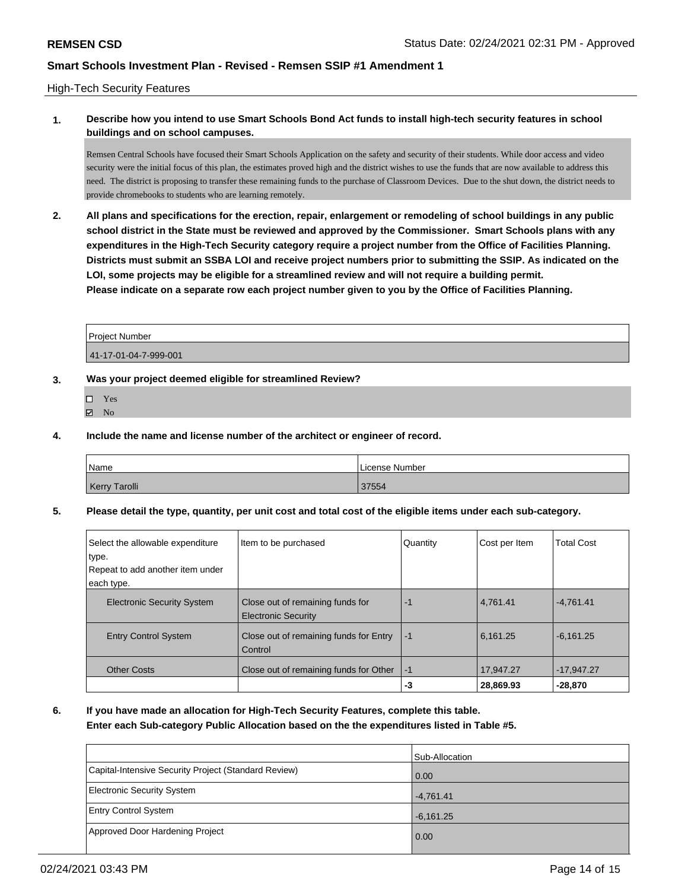High-Tech Security Features

**1. Describe how you intend to use Smart Schools Bond Act funds to install high-tech security features in school buildings and on school campuses.**

Remsen Central Schools have focused their Smart Schools Application on the safety and security of their students. While door access and video security were the initial focus of this plan, the estimates proved high and the district wishes to use the funds that are now available to address this need. The district is proposing to transfer these remaining funds to the purchase of Classroom Devices. Due to the shut down, the district needs to provide chromebooks to students who are learning remotely.

**2. All plans and specifications for the erection, repair, enlargement or remodeling of school buildings in any public school district in the State must be reviewed and approved by the Commissioner. Smart Schools plans with any expenditures in the High-Tech Security category require a project number from the Office of Facilities Planning. Districts must submit an SSBA LOI and receive project numbers prior to submitting the SSIP. As indicated on the LOI, some projects may be eligible for a streamlined review and will not require a building permit.**
**Please indicate on a separate row each project number given to you by the Office of Facilities Planning.**

| Project Number |
| --- |
| 41-17-01-04-7-999-001 |

**3. Was your project deemed eligible for streamlined Review?**

- ☐ Yes
- ☑ No

**4. Include the name and license number of the architect or engineer of record.**

| Name | License Number |
| --- | --- |
| Kerry Tarolli | 37554 |

**5. Please detail the type, quantity, per unit cost and total cost of the eligible items under each sub-category.**

| Select the allowable expenditure type. Repeat to add another item under each type. | Item to be purchased | Quantity | Cost per Item | Total Cost |
| --- | --- | --- | --- | --- |
| Electronic Security System | Close out of remaining funds for Electronic Security | -1 | 4,761.41 | -4,761.41 |
| Entry Control System | Close out of remaining funds for Entry Control | -1 | 6,161.25 | -6,161.25 |
| Other Costs | Close out of remaining funds for Other | -1 | 17,947.27 | -17,947.27 |
| | | -3 | 28,869.93 | -28,870 |

**6. If you have made an allocation for High-Tech Security Features, complete this table.**
**Enter each Sub-category Public Allocation based on the the expenditures listed in Table #5.**

| | Sub-Allocation |
| --- | --- |
| Capital-Intensive Security Project (Standard Review) | 0.00 |
| Electronic Security System | -4,761.41 |
| Entry Control System | -6,161.25 |
| Approved Door Hardening Project | 0.00 |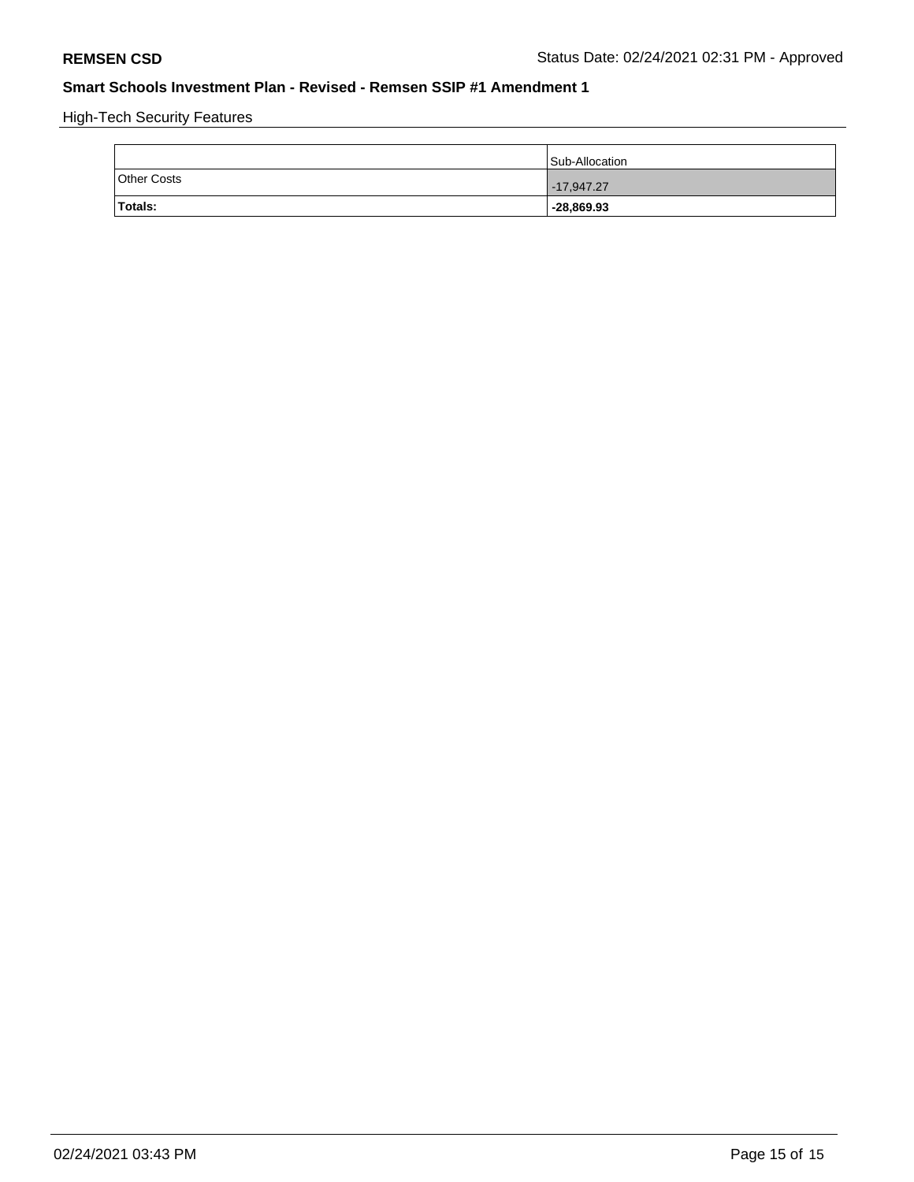High-Tech Security Features

| | Sub-Allocation |
|---|---|
| Other Costs | -17,947.27 |
| **Totals:** | **-28,869.93** |